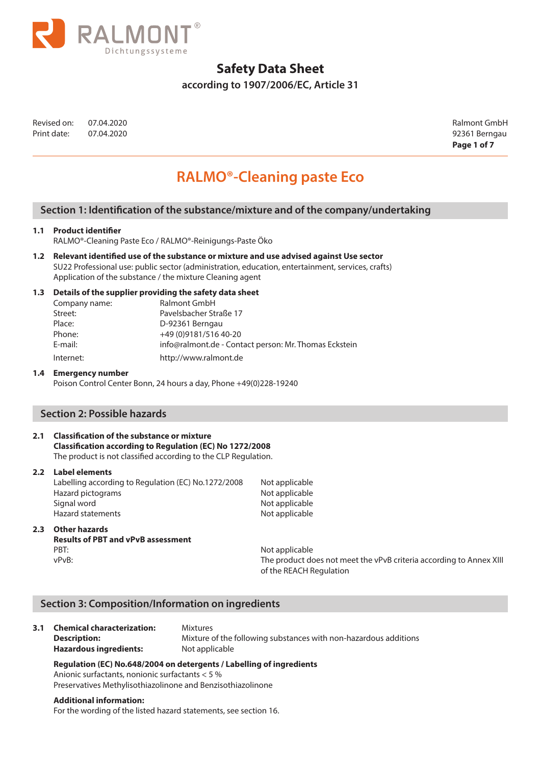RALMONT®
Dichtungssysteme

# Safety Data Sheet

**according to 1907/2006/EC, Article 31**

Revised on: 07.04.2020
Print date: 07.04.2020

Ralmont GmbH
92361 Berngau

# RALMO®-Cleaning paste Eco

## Section 1: Identification of the substance/mixture and of the company/undertaking

**1.1 Product identifier**
RALMO®-Cleaning Paste Eco / RALMO®-Reinigungs-Paste Öko

**1.2 Relevant identified use of the substance or mixture and use advised against Use sector**
SU22 Professional use: public sector (administration, education, entertainment, services, crafts)
Application of the substance / the mixture Cleaning agent

**1.3 Details of the supplier providing the safety data sheet**

| | |
|---|---|
| Company name: | Ralmont GmbH |
| Street: | Pavelsbacher Straße 17 |
| Place: | D-92361 Berngau |
| Phone: | +49 (0)9181/516 40-20 |
| E-mail: | info@ralmont.de - Contact person: Mr. Thomas Eckstein |
| Internet: | http://www.ralmont.de |

**1.4 Emergency number**
Poison Control Center Bonn, 24 hours a day, Phone +49(0)228-19240

## Section 2: Possible hazards

**2.1 Classification of the substance or mixture**
**Classification according to Regulation (EC) No 1272/2008**
The product is not classified according to the CLP Regulation.

**2.2 Label elements**

| | |
|---|---|
| Labelling according to Regulation (EC) No.1272/2008 | Not applicable |
| Hazard pictograms | Not applicable |
| Signal word | Not applicable |
| Hazard statements | Not applicable |

**2.3 Other hazards**
**Results of PBT and vPvB assessment**

| | |
|---|---|
| PBT: | Not applicable |
| vPvB: | The product does not meet the vPvB criteria according to Annex XIII of the REACH Regulation |

## Section 3: Composition/Information on ingredients

**3.1**

| | |
|---|---|
| **Chemical characterization:** | Mixtures |
| **Description:** | Mixture of the following substances with non-hazardous additions |
| **Hazardous ingredients:** | Not applicable |

**Regulation (EC) No.648/2004 on detergents / Labelling of ingredients**
Anionic surfactants, nonionic surfactants < 5 %
Preservatives Methylisothiazolinone and Benzisothiazolinone

**Additional information:**
For the wording of the listed hazard statements, see section 16.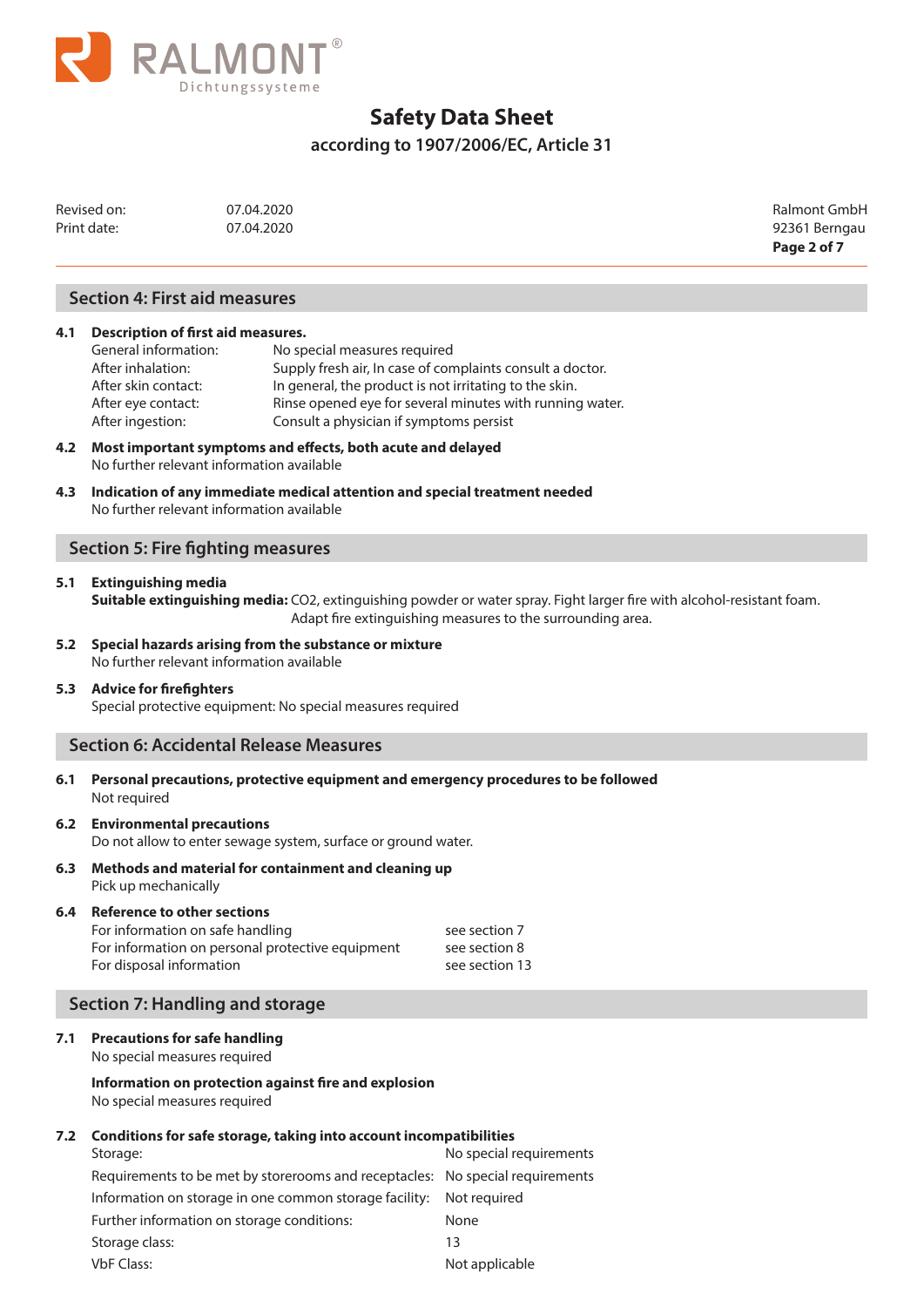# Safety Data Sheet

## according to 1907/2006/EC, Article 31

| | | |
|---|---|---|
| Revised on: | 07.04.2020 | Ralmont GmbH |
| Print date: | 07.04.2020 | 92361 Berngau |

## Section 4: First aid measures

**4.1 Description of first aid measures.**

| | |
|---|---|
| General information: | No special measures required |
| After inhalation: | Supply fresh air, In case of complaints consult a doctor. |
| After skin contact: | In general, the product is not irritating to the skin. |
| After eye contact: | Rinse opened eye for several minutes with running water. |
| After ingestion: | Consult a physician if symptoms persist |

**4.2 Most important symptoms and effects, both acute and delayed**

No further relevant information available

**4.3 Indication of any immediate medical attention and special treatment needed**

No further relevant information available

## Section 5: Fire fighting measures

**5.1 Extinguishing media**

**Suitable extinguishing media:** $CO_2$, extinguishing powder or water spray. Fight larger fire with alcohol-resistant foam. Adapt fire extinguishing measures to the surrounding area.

**5.2 Special hazards arising from the substance or mixture**

No further relevant information available

**5.3 Advice for firefighters**

Special protective equipment: No special measures required

## Section 6: Accidental Release Measures

**6.1 Personal precautions, protective equipment and emergency procedures to be followed**

Not required

**6.2 Environmental precautions**

Do not allow to enter sewage system, surface or ground water.

**6.3 Methods and material for containment and cleaning up**

Pick up mechanically

**6.4 Reference to other sections**

| | |
|---|---|
| For information on safe handling | see section 7 |
| For information on personal protective equipment | see section 8 |
| For disposal information | see section 13 |

## Section 7: Handling and storage

**7.1 Precautions for safe handling**

No special measures required

**Information on protection against fire and explosion**

No special measures required

**7.2 Conditions for safe storage, taking into account incompatibilities**

| | |
|---|---|
| Storage: | No special requirements |
| Requirements to be met by storerooms and receptacles: | No special requirements |
| Information on storage in one common storage facility: | Not required |
| Further information on storage conditions: | None |
| Storage class: | 13 |
| VbF Class: | Not applicable |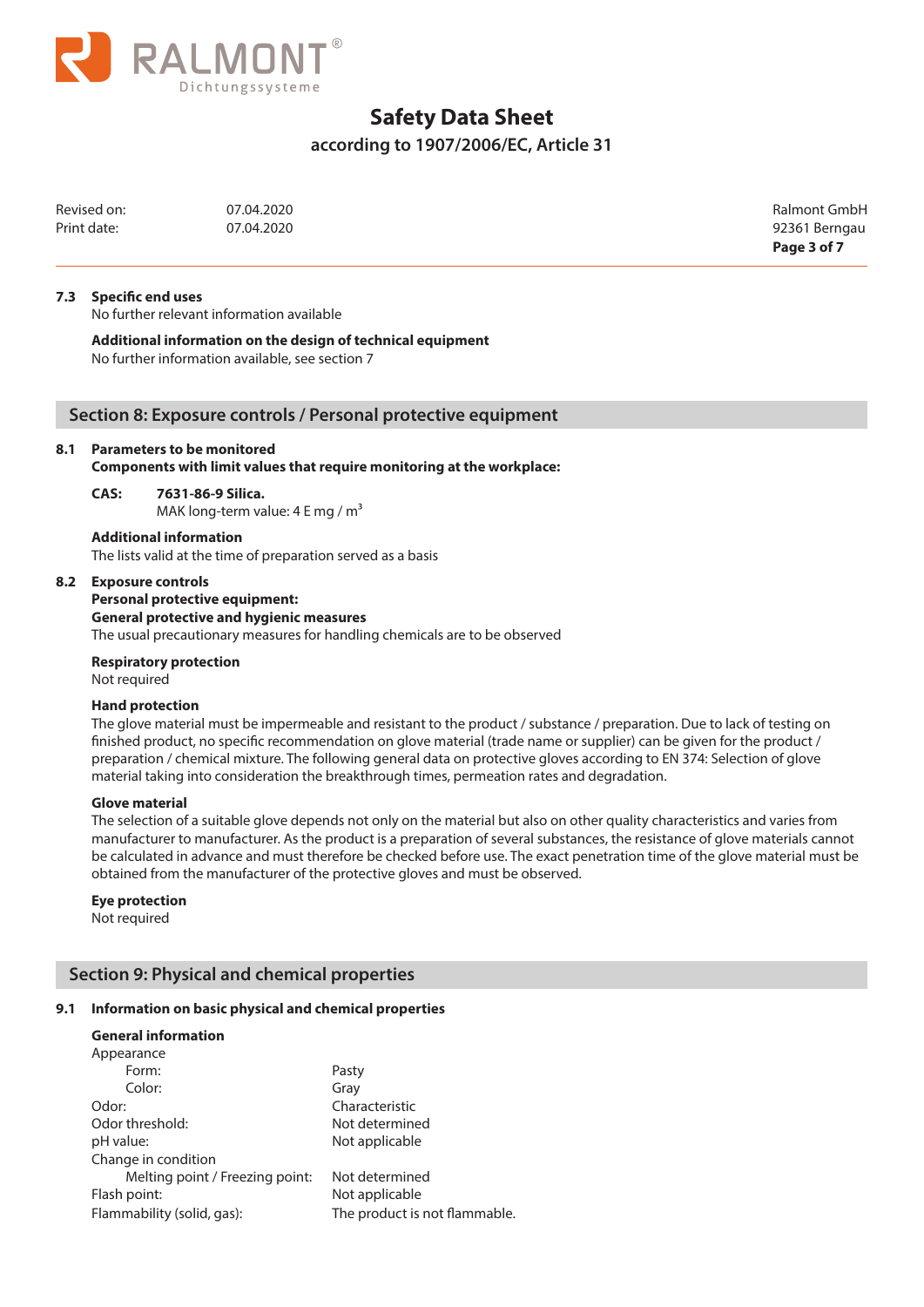**7.3 Specific end uses**

No further relevant information available

**Additional information on the design of technical equipment**

No further information available, see section 7

## Section 8: Exposure controls / Personal protective equipment

**8.1 Parameters to be monitored**

**Components with limit values that require monitoring at the workplace:**

**CAS: 7631-86-9 Silica.**

MAK long-term value: 4 E mg / $m^3$

**Additional information**

The lists valid at the time of preparation served as a basis

**8.2 Exposure controls**

**Personal protective equipment:**

**General protective and hygienic measures**

The usual precautionary measures for handling chemicals are to be observed

**Respiratory protection**

Not required

**Hand protection**

The glove material must be impermeable and resistant to the product / substance / preparation. Due to lack of testing on finished product, no specific recommendation on glove material (trade name or supplier) can be given for the product / preparation / chemical mixture. The following general data on protective gloves according to EN 374: Selection of glove material taking into consideration the breakthrough times, permeation rates and degradation.

**Glove material**

The selection of a suitable glove depends not only on the material but also on other quality characteristics and varies from manufacturer to manufacturer. As the product is a preparation of several substances, the resistance of glove materials cannot be calculated in advance and must therefore be checked before use. The exact penetration time of the glove material must be obtained from the manufacturer of the protective gloves and must be observed.

**Eye protection**

Not required

## Section 9: Physical and chemical properties

**9.1 Information on basic physical and chemical properties**

**General information**

| | |
|---|---|
| Appearance | |
| Form: | Pasty |
| Color: | Gray |
| Odor: | Characteristic |
| Odor threshold: | Not determined |
| pH value: | Not applicable |
| Change in condition | |
| Melting point / Freezing point: | Not determined |
| Flash point: | Not applicable |
| Flammability (solid, gas): | The product is not flammable. |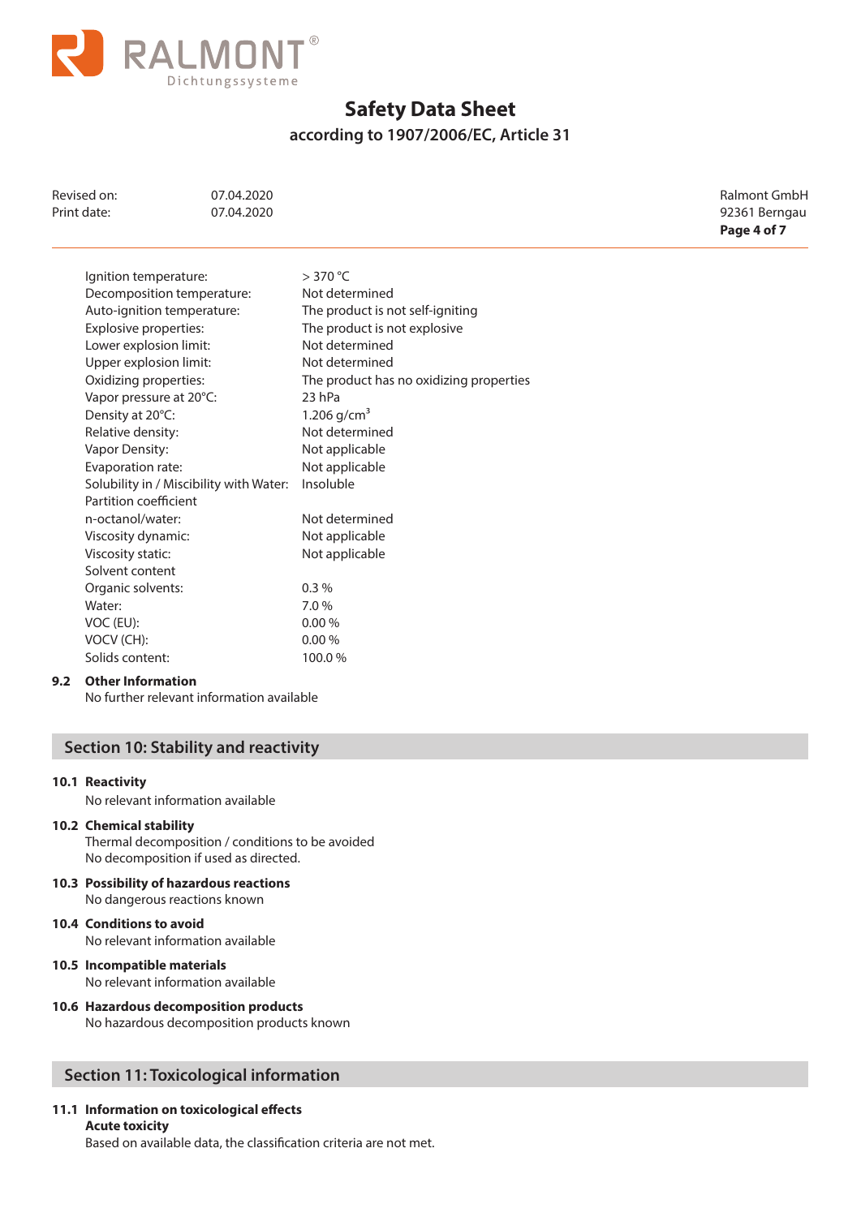| | |
|---|---|
| Ignition temperature: | > 370 °C |
| Decomposition temperature: | Not determined |
| Auto-ignition temperature: | The product is not self-igniting |
| Explosive properties: | The product is not explosive |
| Lower explosion limit: | Not determined |
| Upper explosion limit: | Not determined |
| Oxidizing properties: | The product has no oxidizing properties |
| Vapor pressure at 20°C: | 23 hPa |
| Density at 20°C: | 1.206 g/cm$^3$ |
| Relative density: | Not determined |
| Vapor Density: | Not applicable |
| Evaporation rate: | Not applicable |
| Solubility in / Miscibility with Water: | Insoluble |
| Partition coefficient | |
| n-octanol/water: | Not determined |
| Viscosity dynamic: | Not applicable |
| Viscosity static: | Not applicable |
| Solvent content | |
| Organic solvents: | 0.3 % |
| Water: | 7.0 % |
| VOC (EU): | 0.00 % |
| VOCV (CH): | 0.00 % |
| Solids content: | 100.0 % |

**9.2 Other Information**

No further relevant information available

## Section 10: Stability and reactivity

**10.1 Reactivity**

No relevant information available

**10.2 Chemical stability**

Thermal decomposition / conditions to be avoided
No decomposition if used as directed.

**10.3 Possibility of hazardous reactions**

No dangerous reactions known

**10.4 Conditions to avoid**

No relevant information available

**10.5 Incompatible materials**

No relevant information available

**10.6 Hazardous decomposition products**

No hazardous decomposition products known

## Section 11: Toxicological information

**11.1 Information on toxicological effects**

**Acute toxicity**

Based on available data, the classification criteria are not met.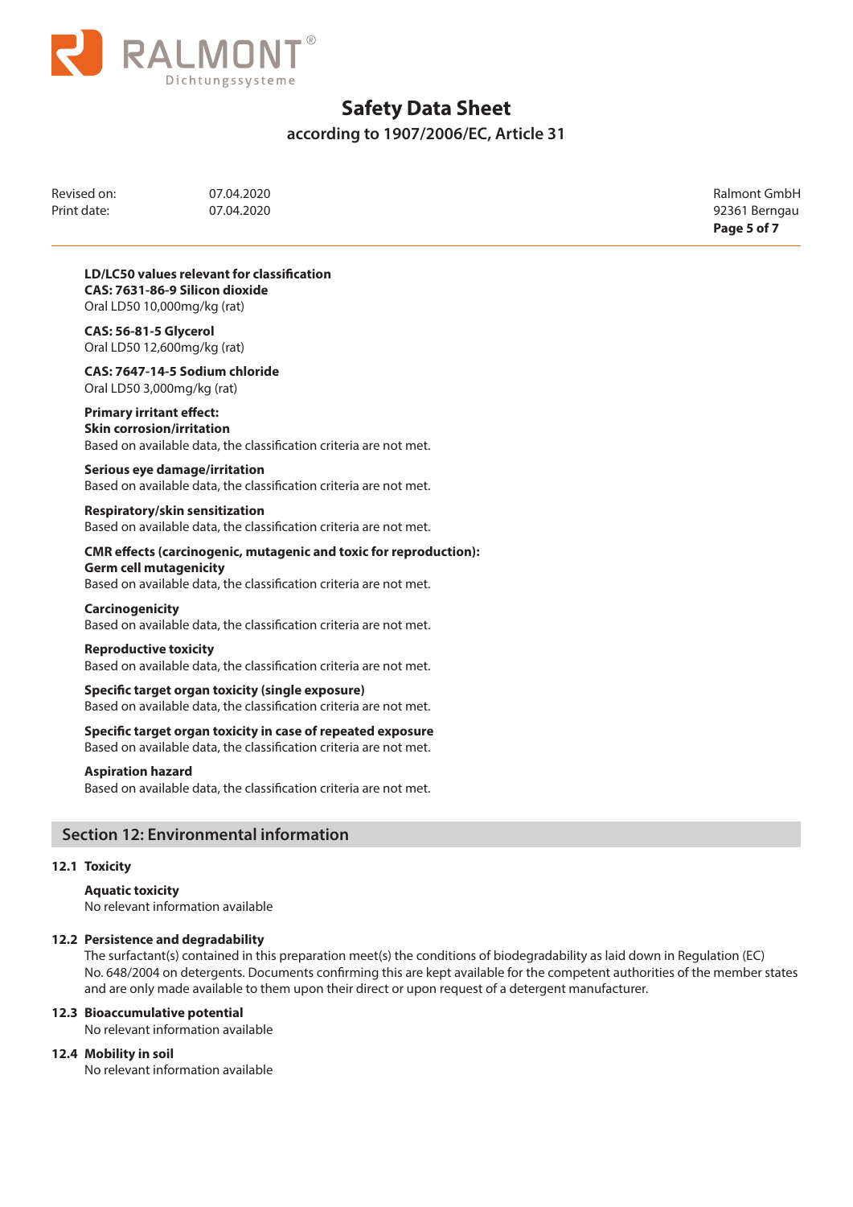**LD/LC50 values relevant for classification**
**CAS: 7631-86-9 Silicon dioxide**
Oral LD50 10,000mg/kg (rat)

**CAS: 56-81-5 Glycerol**
Oral LD50 12,600mg/kg (rat)

**CAS: 7647-14-5 Sodium chloride**
Oral LD50 3,000mg/kg (rat)

**Primary irritant effect:**
**Skin corrosion/irritation**
Based on available data, the classification criteria are not met.

**Serious eye damage/irritation**
Based on available data, the classification criteria are not met.

**Respiratory/skin sensitization**
Based on available data, the classification criteria are not met.

**CMR effects (carcinogenic, mutagenic and toxic for reproduction):**
**Germ cell mutagenicity**
Based on available data, the classification criteria are not met.

**Carcinogenicity**
Based on available data, the classification criteria are not met.

**Reproductive toxicity**
Based on available data, the classification criteria are not met.

**Specific target organ toxicity (single exposure)**
Based on available data, the classification criteria are not met.

**Specific target organ toxicity in case of repeated exposure**
Based on available data, the classification criteria are not met.

**Aspiration hazard**
Based on available data, the classification criteria are not met.

## Section 12: Environmental information

### 12.1 Toxicity

**Aquatic toxicity**
No relevant information available

### 12.2 Persistence and degradability

The surfactant(s) contained in this preparation meet(s) the conditions of biodegradability as laid down in Regulation (EC) No. 648/2004 on detergents. Documents confirming this are kept available for the competent authorities of the member states and are only made available to them upon their direct or upon request of a detergent manufacturer.

### 12.3 Bioaccumulative potential

No relevant information available

### 12.4 Mobility in soil

No relevant information available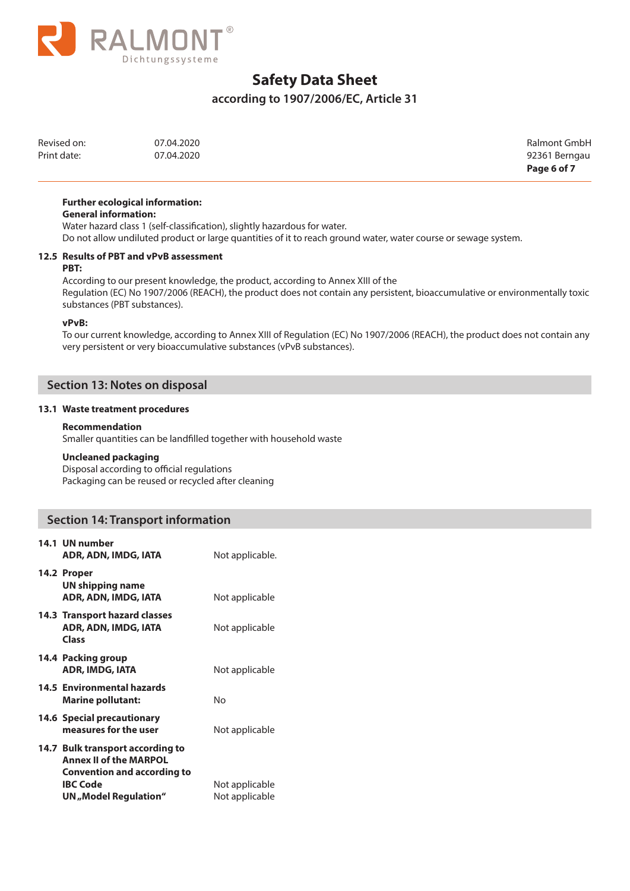**Further ecological information:**
**General information:**
Water hazard class 1 (self-classification), slightly hazardous for water.
Do not allow undiluted product or large quantities of it to reach ground water, water course or sewage system.

### 12.5 Results of PBT and vPvB assessment

**PBT:**
According to our present knowledge, the product, according to Annex XIII of the
Regulation (EC) No 1907/2006 (REACH), the product does not contain any persistent, bioaccumulative or environmentally toxic substances (PBT substances).

**vPvB:**
To our current knowledge, according to Annex XIII of Regulation (EC) No 1907/2006 (REACH), the product does not contain any very persistent or very bioaccumulative substances (vPvB substances).

## Section 13: Notes on disposal

### 13.1 Waste treatment procedures

**Recommendation**
Smaller quantities can be landfilled together with household waste

**Uncleaned packaging**
Disposal according to official regulations
Packaging can be reused or recycled after cleaning

## Section 14: Transport information

| | |
|---|---|
| **14.1 UN number**<br>**ADR, ADN, IMDG, IATA** | Not applicable. |
| **14.2 Proper UN shipping name**<br>**ADR, ADN, IMDG, IATA** | Not applicable |
| **14.3 Transport hazard classes**<br>**ADR, ADN, IMDG, IATA**<br>**Class** | Not applicable |
| **14.4 Packing group**<br>**ADR, IMDG, IATA** | Not applicable |
| **14.5 Environmental hazards**<br>**Marine pollutant:** | No |
| **14.6 Special precautionary measures for the user** | Not applicable |
| **14.7 Bulk transport according to Annex II of the MARPOL Convention and according to IBC Code** | Not applicable |
| **UN „Model Regulation“** | Not applicable |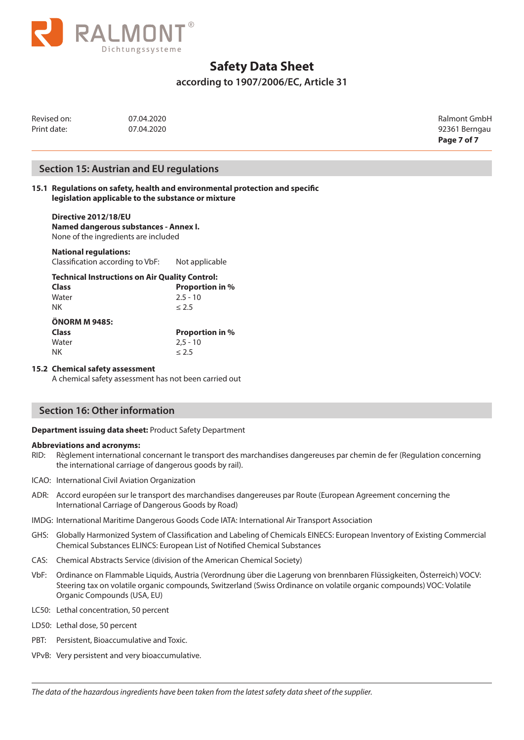# Safety Data Sheet

## according to 1907/2006/EC, Article 31

| | | |
|---|---|---|
| Revised on: | 07.04.2020 | Ralmont GmbH |
| Print date: | 07.04.2020 | 92361 Berngau |

## Section 15: Austrian and EU regulations

**15.1 Regulations on safety, health and environmental protection and specific legislation applicable to the substance or mixture**

**Directive 2012/18/EU**
**Named dangerous substances - Annex I.**
None of the ingredients are included

**National regulations:**
Classification according to VbF: Not applicable

**Technical Instructions on Air Quality Control:**

| Class | Proportion in % |
|---|---|
| Water | 2.5 - 10 |
| NK | ≤ 2.5 |

**ÖNORM M 9485:**

| Class | Proportion in % |
|---|---|
| Water | 2,5 - 10 |
| NK | ≤ 2.5 |

**15.2 Chemical safety assessment**
A chemical safety assessment has not been carried out

## Section 16: Other information

**Department issuing data sheet:** Product Safety Department

**Abbreviations and acronyms:**

RID: Règlement international concernant le transport des marchandises dangereuses par chemin de fer (Regulation concerning the international carriage of dangerous goods by rail).

ICAO: International Civil Aviation Organization

ADR: Accord européen sur le transport des marchandises dangereuses par Route (European Agreement concerning the International Carriage of Dangerous Goods by Road)

IMDG: International Maritime Dangerous Goods Code IATA: International Air Transport Association

GHS: Globally Harmonized System of Classification and Labeling of Chemicals EINECS: European Inventory of Existing Commercial Chemical Substances ELINCS: European List of Notified Chemical Substances

CAS: Chemical Abstracts Service (division of the American Chemical Society)

VbF: Ordinance on Flammable Liquids, Austria (Verordnung über die Lagerung von brennbaren Flüssigkeiten, Österreich) VOCV: Steering tax on volatile organic compounds, Switzerland (Swiss Ordinance on volatile organic compounds) VOC: Volatile Organic Compounds (USA, EU)

LC50: Lethal concentration, 50 percent

LD50: Lethal dose, 50 percent

PBT: Persistent, Bioaccumulative and Toxic.

VPvB: Very persistent and very bioaccumulative.

*The data of the hazardous ingredients have been taken from the latest safety data sheet of the supplier.*